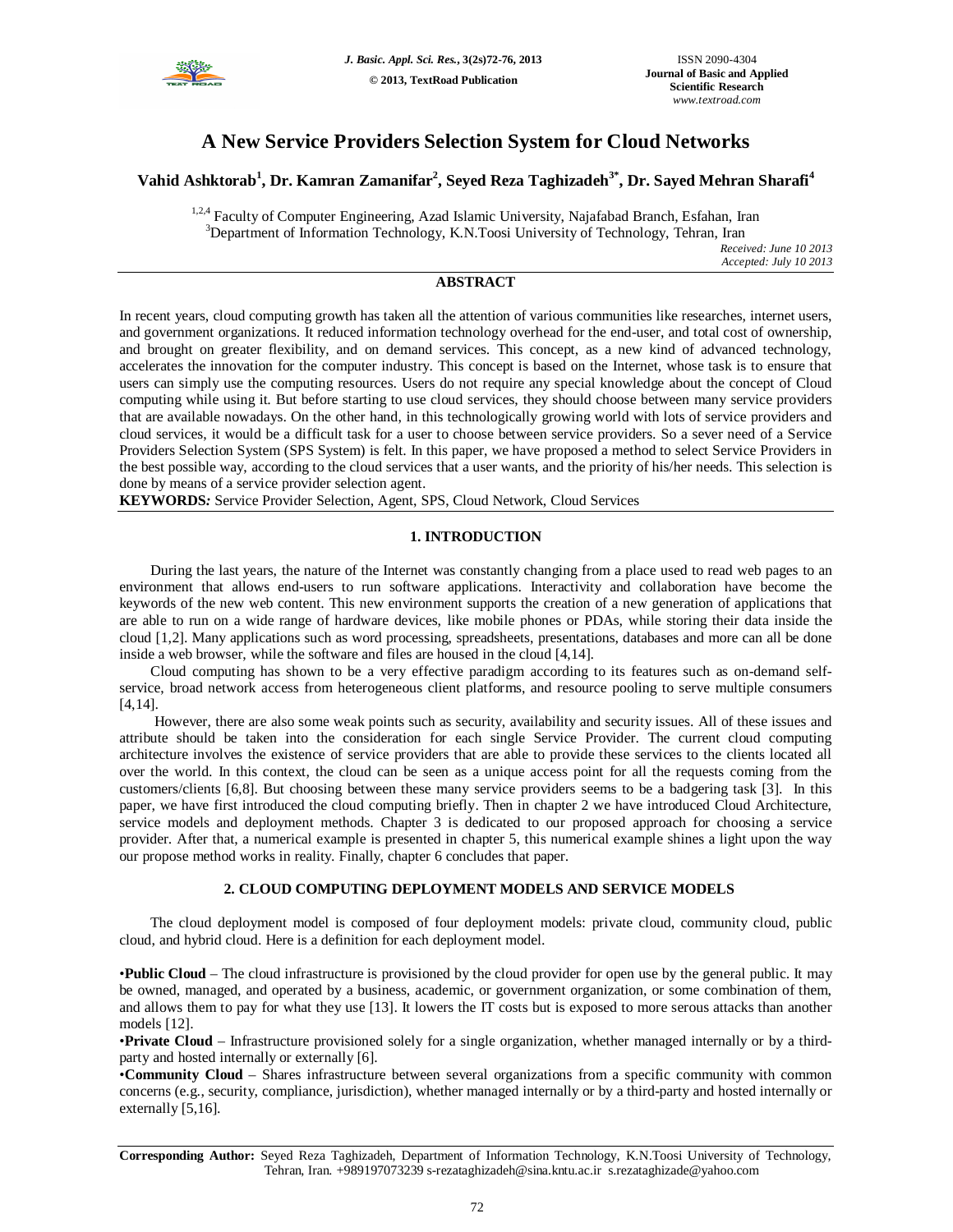# A New Service Providers Selection System for Cloud Networks

**Vahid Ashktorab[1], Dr. Kamran Zamanifar[2], Seyed Reza Taghizadeh[3*], Dr. Sayed Mehran Sharafi[4]**

[1,2,4] Faculty of Computer Engineering, Azad Islamic University, Najafabad Branch, Esfahan, Iran
[3]Department of Information Technology, K.N.Toosi University of Technology, Tehran, Iran

*Received: June 10 2013*
*Accepted: July 10 2013*

## ABSTRACT

In recent years, cloud computing growth has taken all the attention of various communities like researches, internet users, and government organizations. It reduced information technology overhead for the end-user, and total cost of ownership, and brought on greater flexibility, and on demand services. This concept, as a new kind of advanced technology, accelerates the innovation for the computer industry. This concept is based on the Internet, whose task is to ensure that users can simply use the computing resources. Users do not require any special knowledge about the concept of Cloud computing while using it. But before starting to use cloud services, they should choose between many service providers that are available nowadays. On the other hand, in this technologically growing world with lots of service providers and cloud services, it would be a difficult task for a user to choose between service providers. So a sever need of a Service Providers Selection System (SPS System) is felt. In this paper, we have proposed a method to select Service Providers in the best possible way, according to the cloud services that a user wants, and the priority of his/her needs. This selection is done by means of a service provider selection agent.

**KEYWORDS*:*** Service Provider Selection, Agent, SPS, Cloud Network, Cloud Services

## 1. INTRODUCTION

During the last years, the nature of the Internet was constantly changing from a place used to read web pages to an environment that allows end-users to run software applications. Interactivity and collaboration have become the keywords of the new web content. This new environment supports the creation of a new generation of applications that are able to run on a wide range of hardware devices, like mobile phones or PDAs, while storing their data inside the cloud [1,2]. Many applications such as word processing, spreadsheets, presentations, databases and more can all be done inside a web browser, while the software and files are housed in the cloud [4,14].

Cloud computing has shown to be a very effective paradigm according to its features such as on-demand self-service, broad network access from heterogeneous client platforms, and resource pooling to serve multiple consumers [4,14].

However, there are also some weak points such as security, availability and security issues. All of these issues and attribute should be taken into the consideration for each single Service Provider. The current cloud computing architecture involves the existence of service providers that are able to provide these services to the clients located all over the world. In this context, the cloud can be seen as a unique access point for all the requests coming from the customers/clients [6,8]. But choosing between these many service providers seems to be a badgering task [3]. In this paper, we have first introduced the cloud computing briefly. Then in chapter 2 we have introduced Cloud Architecture, service models and deployment methods. Chapter 3 is dedicated to our proposed approach for choosing a service provider. After that, a numerical example is presented in chapter 5, this numerical example shines a light upon the way our propose method works in reality. Finally, chapter 6 concludes that paper.

## 2. CLOUD COMPUTING DEPLOYMENT MODELS AND SERVICE MODELS

The cloud deployment model is composed of four deployment models: private cloud, community cloud, public cloud, and hybrid cloud. Here is a definition for each deployment model.

•**Public Cloud** – The cloud infrastructure is provisioned by the cloud provider for open use by the general public. It may be owned, managed, and operated by a business, academic, or government organization, or some combination of them, and allows them to pay for what they use [13]. It lowers the IT costs but is exposed to more serous attacks than another models [12].

•**Private Cloud** – Infrastructure provisioned solely for a single organization, whether managed internally or by a third-party and hosted internally or externally [6].

•**Community Cloud** – Shares infrastructure between several organizations from a specific community with common concerns (e.g., security, compliance, jurisdiction), whether managed internally or by a third-party and hosted internally or externally [5,16].

**Corresponding Author:** Seyed Reza Taghizadeh, Department of Information Technology, K.N.Toosi University of Technology, Tehran, Iran. +989197073239 s-rezataghizadeh@sina.kntu.ac.ir s.rezataghizade@yahoo.com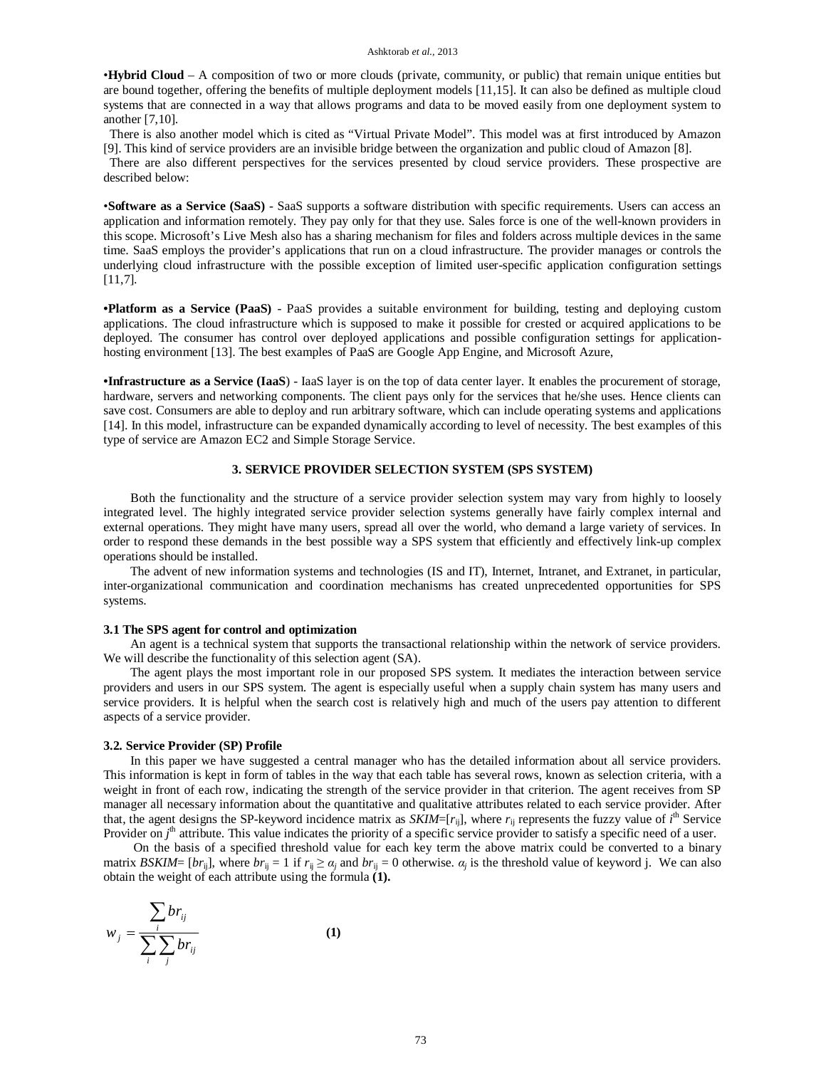•**Hybrid Cloud** – A composition of two or more clouds (private, community, or public) that remain unique entities but are bound together, offering the benefits of multiple deployment models [11,15]. It can also be defined as multiple cloud systems that are connected in a way that allows programs and data to be moved easily from one deployment system to another [7,10].

There is also another model which is cited as "Virtual Private Model". This model was at first introduced by Amazon [9]. This kind of service providers are an invisible bridge between the organization and public cloud of Amazon [8].

There are also different perspectives for the services presented by cloud service providers. These prospective are described below:

•**Software as a Service (SaaS)** - SaaS supports a software distribution with specific requirements. Users can access an application and information remotely. They pay only for that they use. Sales force is one of the well-known providers in this scope. Microsoft's Live Mesh also has a sharing mechanism for files and folders across multiple devices in the same time. SaaS employs the provider's applications that run on a cloud infrastructure. The provider manages or controls the underlying cloud infrastructure with the possible exception of limited user-specific application configuration settings [11,7].

**•Platform as a Service (PaaS)** - PaaS provides a suitable environment for building, testing and deploying custom applications. The cloud infrastructure which is supposed to make it possible for crested or acquired applications to be deployed. The consumer has control over deployed applications and possible configuration settings for application-hosting environment [13]. The best examples of PaaS are Google App Engine, and Microsoft Azure,

**•Infrastructure as a Service (IaaS**) - IaaS layer is on the top of data center layer. It enables the procurement of storage, hardware, servers and networking components. The client pays only for the services that he/she uses. Hence clients can save cost. Consumers are able to deploy and run arbitrary software, which can include operating systems and applications [14]. In this model, infrastructure can be expanded dynamically according to level of necessity. The best examples of this type of service are Amazon EC2 and Simple Storage Service.

## 3. SERVICE PROVIDER SELECTION SYSTEM (SPS SYSTEM)

Both the functionality and the structure of a service provider selection system may vary from highly to loosely integrated level. The highly integrated service provider selection systems generally have fairly complex internal and external operations. They might have many users, spread all over the world, who demand a large variety of services. In order to respond these demands in the best possible way a SPS system that efficiently and effectively link-up complex operations should be installed.

The advent of new information systems and technologies (IS and IT), Internet, Intranet, and Extranet, in particular, inter-organizational communication and coordination mechanisms has created unprecedented opportunities for SPS systems.

### 3.1 The SPS agent for control and optimization

An agent is a technical system that supports the transactional relationship within the network of service providers. We will describe the functionality of this selection agent (SA).

The agent plays the most important role in our proposed SPS system. It mediates the interaction between service providers and users in our SPS system. The agent is especially useful when a supply chain system has many users and service providers. It is helpful when the search cost is relatively high and much of the users pay attention to different aspects of a service provider.

### 3.2. Service Provider (SP) Profile

In this paper we have suggested a central manager who has the detailed information about all service providers. This information is kept in form of tables in the way that each table has several rows, known as selection criteria, with a weight in front of each row, indicating the strength of the service provider in that criterion. The agent receives from SP manager all necessary information about the quantitative and qualitative attributes related to each service provider. After that, the agent designs the SP-keyword incidence matrix as $SKIM=[r_{ij}]$, where $r_{ij}$ represents the fuzzy value of $i^{th}$ Service Provider on $j^{th}$ attribute. This value indicates the priority of a specific service provider to satisfy a specific need of a user.

On the basis of a specified threshold value for each key term the above matrix could be converted to a binary matrix $BSKIM=[br_{ij}]$, where $br_{ij} = 1$ if $r_{ij} \geq \alpha_j$ and $br_{ij} = 0$ otherwise. $\alpha_j$ is the threshold value of keyword j. We can also obtain the weight of each attribute using the formula **(1).**

$$w_j = \frac{\sum_i br_{ij}}{\sum_i \sum_j br_{ij}} \qquad \textbf{(1)}$$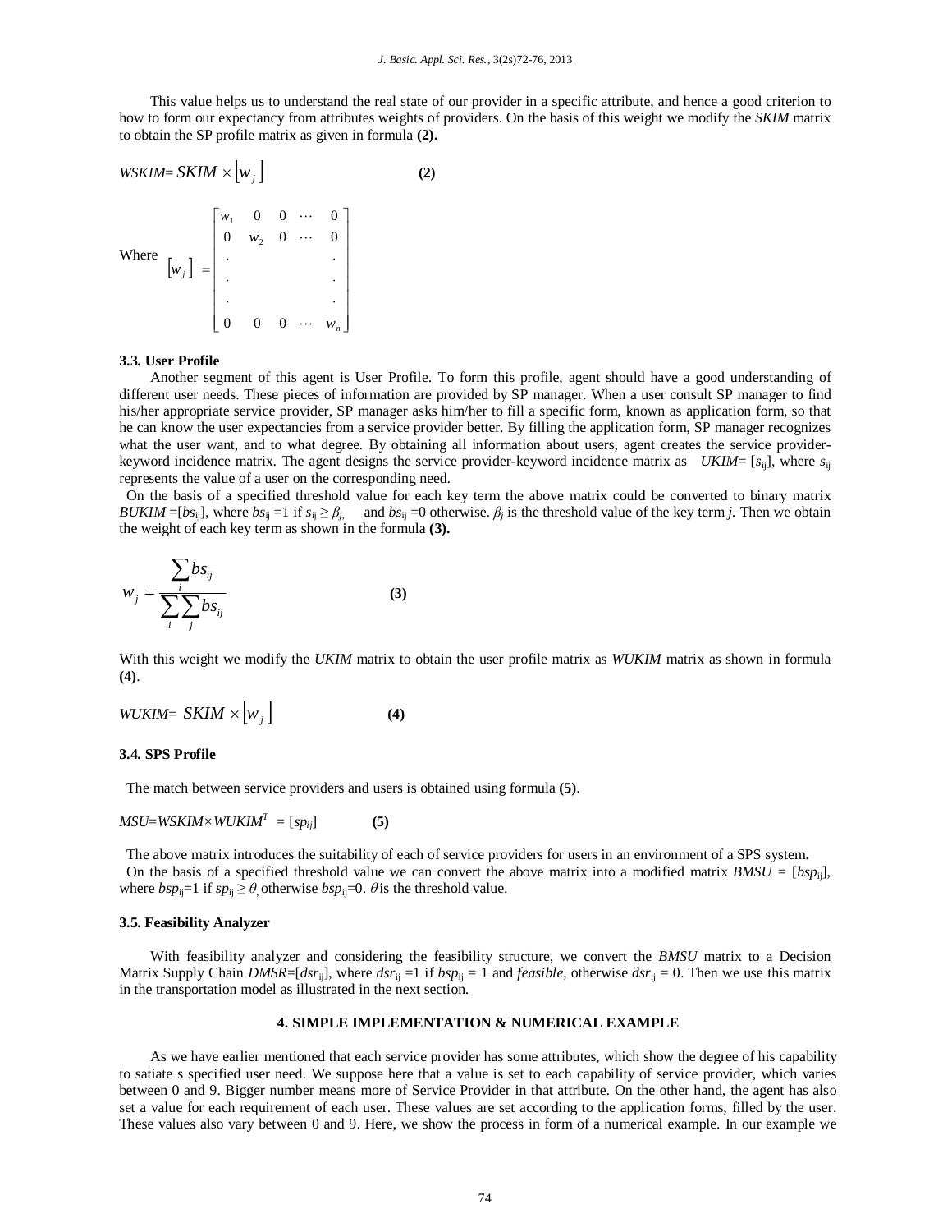This value helps us to understand the real state of our provider in a specific attribute, and hence a good criterion to how to form our expectancy from attributes weights of providers. On the basis of this weight we modify the *SKIM* matrix to obtain the SP profile matrix as given in formula **(2).**

$$WSKIM= SKIM \times \lfloor w_j \rfloor \qquad \textbf{(2)}$$

Where $$\lfloor w_j \rfloor = \begin{bmatrix} w_1 & 0 & 0 & \cdots & 0 \\ 0 & w_2 & 0 & \cdots & 0 \\ . & & & & . \\ . & & & & . \\ . & & & & . \\ 0 & 0 & 0 & \cdots & w_n \end{bmatrix}$$

### 3.3. User Profile

Another segment of this agent is User Profile. To form this profile, agent should have a good understanding of different user needs. These pieces of information are provided by SP manager. When a user consult SP manager to find his/her appropriate service provider, SP manager asks him/her to fill a specific form, known as application form, so that he can know the user expectancies from a service provider better. By filling the application form, SP manager recognizes what the user want, and to what degree. By obtaining all information about users, agent creates the service provider-keyword incidence matrix. The agent designs the service provider-keyword incidence matrix as *UKIM*= [$s_{ij}$], where $s_{ij}$ represents the value of a user on the corresponding need.

On the basis of a specified threshold value for each key term the above matrix could be converted to binary matrix *BUKIM* =[$bs_{ij}$], where $bs_{ij}$ =1 if $s_{ij} \geq \beta_j$, and $bs_{ij}$ =0 otherwise. $\beta_j$ is the threshold value of the key term *j.* Then we obtain the weight of each key term as shown in the formula **(3).**

$$w_j = \frac{\sum_i bs_{ij}}{\sum_i \sum_j bs_{ij}} \qquad \textbf{(3)}$$

With this weight we modify the *UKIM* matrix to obtain the user profile matrix as *WUKIM* matrix as shown in formula **(4)**.

$$WUKIM= SKIM \times \lfloor w_j \rfloor \qquad \textbf{(4)}$$

### 3.4. SPS Profile

The match between service providers and users is obtained using formula **(5)**.

$$MSU=WSKIM\times WUKIM^T = [sp_{ij}] \qquad \textbf{(5)}$$

The above matrix introduces the suitability of each of service providers for users in an environment of a SPS system.

On the basis of a specified threshold value we can convert the above matrix into a modified matrix *BMSU* = [$bsp_{ij}$], where $bsp_{ij}$=1 if $sp_{ij} \geq \theta$, otherwise $bsp_{ij}$=0. $\theta$ is the threshold value.

### 3.5. Feasibility Analyzer

With feasibility analyzer and considering the feasibility structure, we convert the *BMSU* matrix to a Decision Matrix Supply Chain *DMSR*=[$dsr_{ij}$], where $dsr_{ij}$ =1 if $bsp_{ij}$ = 1 and *feasible*, otherwise $dsr_{ij}$ = 0. Then we use this matrix in the transportation model as illustrated in the next section.

## 4. SIMPLE IMPLEMENTATION & NUMERICAL EXAMPLE

As we have earlier mentioned that each service provider has some attributes, which show the degree of his capability to satiate s specified user need. We suppose here that a value is set to each capability of service provider, which varies between 0 and 9. Bigger number means more of Service Provider in that attribute. On the other hand, the agent has also set a value for each requirement of each user. These values are set according to the application forms, filled by the user. These values also vary between 0 and 9. Here, we show the process in form of a numerical example. In our example we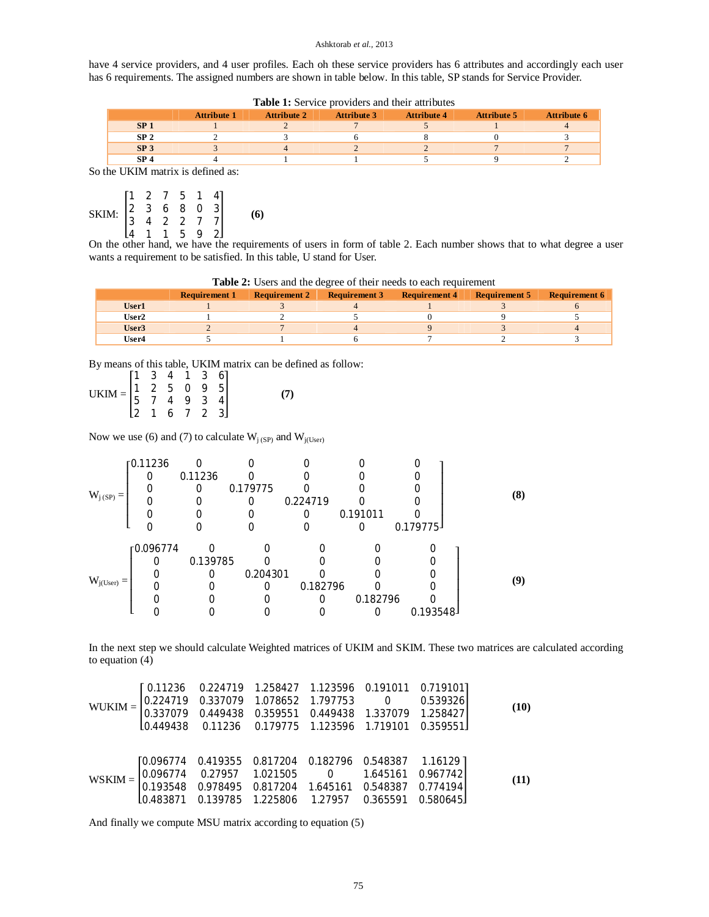have 4 service providers, and 4 user profiles. Each oh these service providers has 6 attributes and accordingly each user has 6 requirements. The assigned numbers are shown in table below. In this table, SP stands for Service Provider.

**Table 1:** Service providers and their attributes

| | Attribute 1 | Attribute 2 | Attribute 3 | Attribute 4 | Attribute 5 | Attribute 6 |
|---|---|---|---|---|---|---|
| **SP 1** | 1 | 2 | 7 | 5 | 1 | 4 |
| **SP 2** | 2 | 3 | 6 | 8 | 0 | 3 |
| **SP 3** | 3 | 4 | 2 | 2 | 7 | 7 |
| **SP 4** | 4 | 1 | 1 | 5 | 9 | 2 |

So the UKIM matrix is defined as:

$$\text{SKIM: } \begin{bmatrix} 1 & 2 & 7 & 5 & 1 & 4 \\ 2 & 3 & 6 & 8 & 0 & 3 \\ 3 & 4 & 2 & 2 & 7 & 7 \\ 4 & 1 & 1 & 5 & 9 & 2 \end{bmatrix} \quad \textbf{(6)}$$

On the other hand, we have the requirements of users in form of table 2. Each number shows that to what degree a user wants a requirement to be satisfied. In this table, U stand for User.

**Table 2:** Users and the degree of their needs to each requirement

| | Requirement 1 | Requirement 2 | Requirement 3 | Requirement 4 | Requirement 5 | Requirement 6 |
|---|---|---|---|---|---|---|
| **User1** | 1 | 3 | 4 | 1 | 3 | 6 |
| **User2** | 1 | 2 | 5 | 0 | 9 | 5 |
| **User3** | 2 | 7 | 4 | 9 | 3 | 4 |
| **User4** | 5 | 1 | 6 | 7 | 2 | 3 |

By means of this table, UKIM matrix can be defined as follow:

$$\text{UKIM} = \begin{bmatrix} 1 & 3 & 4 & 1 & 3 & 6 \\ 1 & 2 & 5 & 0 & 9 & 5 \\ 5 & 7 & 4 & 9 & 3 & 4 \\ 2 & 1 & 6 & 7 & 2 & 3 \end{bmatrix} \quad \textbf{(7)}$$

Now we use (6) and (7) to calculate $W_{j\,(SP)}$ and $W_{j(User)}$

$$W_{j\,(SP)} = \begin{bmatrix} 0.11236 & 0 & 0 & 0 & 0 & 0 \\ 0 & 0.11236 & 0 & 0 & 0 & 0 \\ 0 & 0 & 0.179775 & 0 & 0 & 0 \\ 0 & 0 & 0 & 0.224719 & 0 & 0 \\ 0 & 0 & 0 & 0 & 0.191011 & 0 \\ 0 & 0 & 0 & 0 & 0 & 0.179775 \end{bmatrix} \quad \textbf{(8)}$$

$$W_{j(User)} = \begin{bmatrix} 0.096774 & 0 & 0 & 0 & 0 & 0 \\ 0 & 0.139785 & 0 & 0 & 0 & 0 \\ 0 & 0 & 0.204301 & 0 & 0 & 0 \\ 0 & 0 & 0 & 0.182796 & 0 & 0 \\ 0 & 0 & 0 & 0 & 0.182796 & 0 \\ 0 & 0 & 0 & 0 & 0 & 0.193548 \end{bmatrix} \quad \textbf{(9)}$$

In the next step we should calculate Weighted matrices of UKIM and SKIM. These two matrices are calculated according to equation (4)

$$\text{WUKIM} = \begin{bmatrix} 0.11236 & 0.224719 & 1.258427 & 1.123596 & 0.191011 & 0.719101 \\ 0.224719 & 0.337079 & 1.078652 & 1.797753 & 0 & 0.539326 \\ 0.337079 & 0.449438 & 0.359551 & 0.449438 & 1.337079 & 1.258427 \\ 0.449438 & 0.11236 & 0.179775 & 1.123596 & 1.719101 & 0.359551 \end{bmatrix} \quad \textbf{(10)}$$

$$\text{WSKIM} = \begin{bmatrix} 0.096774 & 0.419355 & 0.817204 & 0.182796 & 0.548387 & 1.16129 \\ 0.096774 & 0.27957 & 1.021505 & 0 & 1.645161 & 0.967742 \\ 0.193548 & 0.978495 & 0.817204 & 1.645161 & 0.548387 & 0.774194 \\ 0.483871 & 0.139785 & 1.225806 & 1.27957 & 0.365591 & 0.580645 \end{bmatrix} \quad \textbf{(11)}$$

And finally we compute MSU matrix according to equation (5)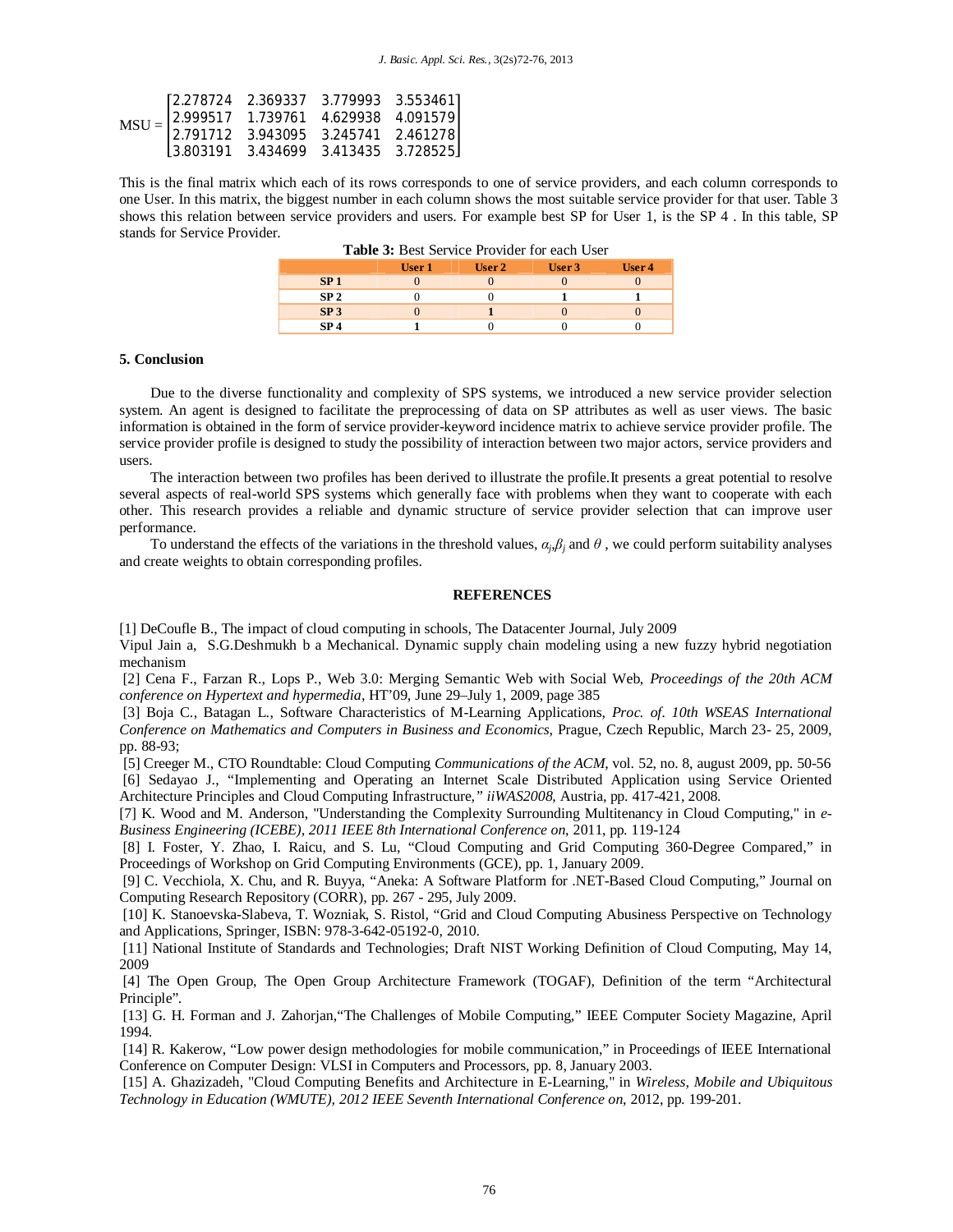$$
\text{MSU} = \begin{bmatrix} 2.278724 & 2.369337 & 3.779993 & 3.553461 \\ 2.999517 & 1.739761 & 4.629938 & 4.091579 \\ 2.791712 & 3.943095 & 3.245741 & 2.461278 \\ 3.803191 & 3.434699 & 3.413435 & 3.728525 \end{bmatrix}
$$

This is the final matrix which each of its rows corresponds to one of service providers, and each column corresponds to one User. In this matrix, the biggest number in each column shows the most suitable service provider for that user. Table 3 shows this relation between service providers and users. For example best SP for User 1, is the SP 4 . In this table, SP stands for Service Provider.

**Table 3:** Best Service Provider for each User

| | User 1 | User 2 | User 3 | User 4 |
|---|---|---|---|---|
| **SP 1** | 0 | 0 | 0 | 0 |
| **SP 2** | 0 | 0 | 1 | 1 |
| **SP 3** | 0 | 1 | 0 | 0 |
| **SP 4** | 1 | 0 | 0 | 0 |

## 5. Conclusion

Due to the diverse functionality and complexity of SPS systems, we introduced a new service provider selection system. An agent is designed to facilitate the preprocessing of data on SP attributes as well as user views. The basic information is obtained in the form of service provider-keyword incidence matrix to achieve service provider profile. The service provider profile is designed to study the possibility of interaction between two major actors, service providers and users.

The interaction between two profiles has been derived to illustrate the profile.It presents a great potential to resolve several aspects of real-world SPS systems which generally face with problems when they want to cooperate with each other. This research provides a reliable and dynamic structure of service provider selection that can improve user performance.

To understand the effects of the variations in the threshold values, $\alpha_j,\beta_j$ and $\theta$ , we could perform suitability analyses and create weights to obtain corresponding profiles.

## REFERENCES

[1] DeCoufle B., The impact of cloud computing in schools, The Datacenter Journal, July 2009

Vipul Jain a, S.G.Deshmukh b a Mechanical. Dynamic supply chain modeling using a new fuzzy hybrid negotiation mechanism

[2] Cena F., Farzan R., Lops P., Web 3.0: Merging Semantic Web with Social Web, *Proceedings of the 20th ACM conference on Hypertext and hypermedia*, HT'09, June 29–July 1, 2009, page 385

[3] Boja C., Batagan L., Software Characteristics of M-Learning Applications, *Proc. of. 10th WSEAS International Conference on Mathematics and Computers in Business and Economics*, Prague, Czech Republic, March 23- 25, 2009, pp. 88-93;

[5] Creeger M., CTO Roundtable: Cloud Computing *Communications of the ACM*, vol. 52, no. 8, august 2009, pp. 50-56

[6] Sedayao J., "Implementing and Operating an Internet Scale Distributed Application using Service Oriented Architecture Principles and Cloud Computing Infrastructure," *iiWAS2008*, Austria, pp. 417-421, 2008.

[7] K. Wood and M. Anderson, "Understanding the Complexity Surrounding Multitenancy in Cloud Computing," in *e-Business Engineering (ICEBE), 2011 IEEE 8th International Conference on*, 2011, pp. 119-124

[8] I. Foster, Y. Zhao, I. Raicu, and S. Lu, "Cloud Computing and Grid Computing 360-Degree Compared," in Proceedings of Workshop on Grid Computing Environments (GCE), pp. 1, January 2009.

[9] C. Vecchiola, X. Chu, and R. Buyya, "Aneka: A Software Platform for .NET-Based Cloud Computing," Journal on Computing Research Repository (CORR), pp. 267 - 295, July 2009.

[10] K. Stanoevska-Slabeva, T. Wozniak, S. Ristol, "Grid and Cloud Computing Abusiness Perspective on Technology and Applications, Springer, ISBN: 978-3-642-05192-0, 2010.

[11] National Institute of Standards and Technologies; Draft NIST Working Definition of Cloud Computing, May 14, 2009

[4] The Open Group, The Open Group Architecture Framework (TOGAF), Definition of the term "Architectural Principle".

[13] G. H. Forman and J. Zahorjan,"The Challenges of Mobile Computing," IEEE Computer Society Magazine, April 1994.

[14] R. Kakerow, "Low power design methodologies for mobile communication," in Proceedings of IEEE International Conference on Computer Design: VLSI in Computers and Processors, pp. 8, January 2003.

[15] A. Ghazizadeh, "Cloud Computing Benefits and Architecture in E-Learning," in *Wireless, Mobile and Ubiquitous Technology in Education (WMUTE), 2012 IEEE Seventh International Conference on*, 2012, pp. 199-201.